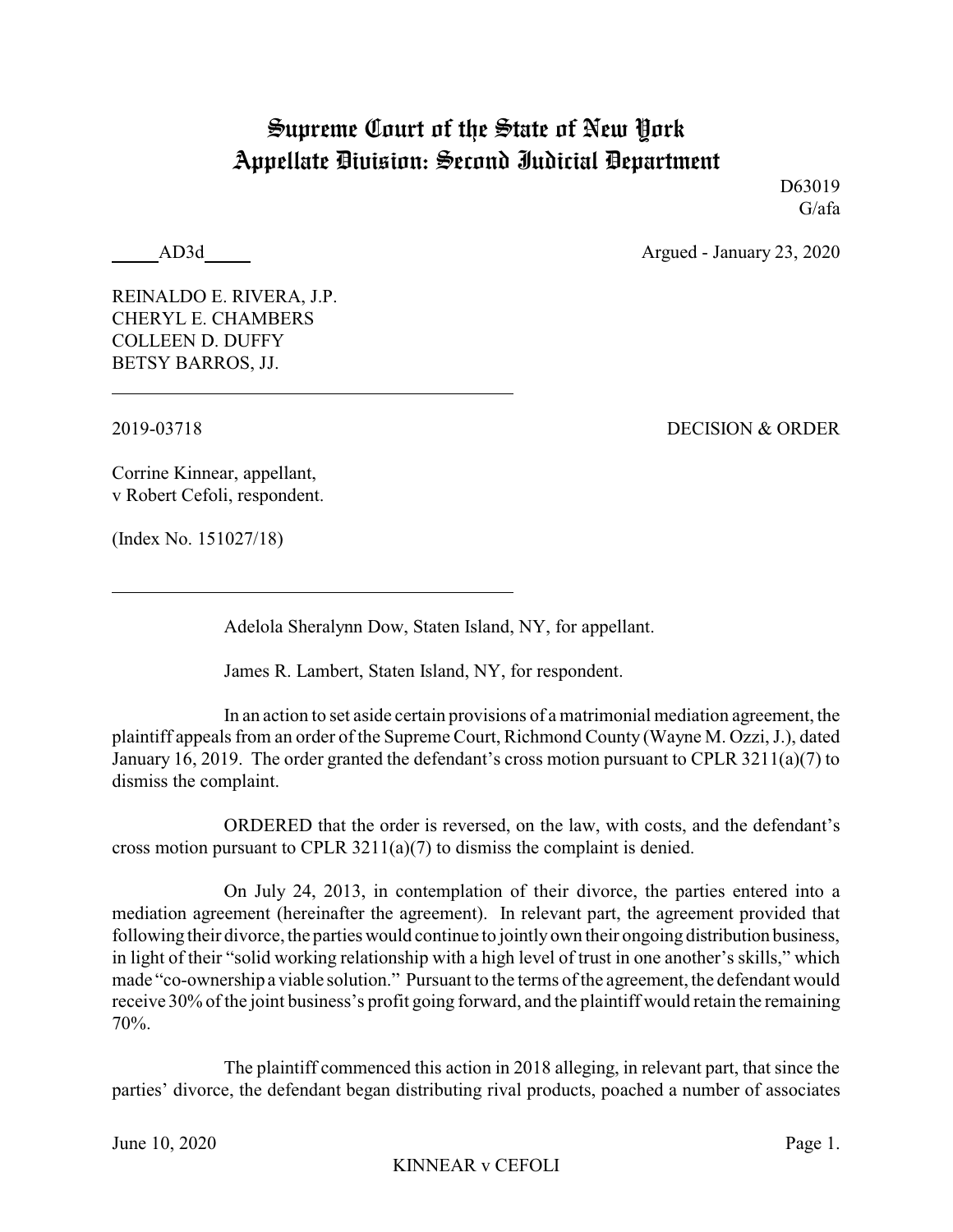# Supreme Court of the State of New York
## Appellate Division: Second Judicial Department

D63019
G/afa

_____AD3d_____ Argued - January 23, 2020

REINALDO E. RIVERA, J.P.
CHERYL E. CHAMBERS
COLLEEN D. DUFFY
BETSY BARROS, JJ.

---

2019-03718 DECISION & ORDER

Corrine Kinnear, appellant,
v Robert Cefoli, respondent.

(Index No. 151027/18)

---

Adelola Sheralynn Dow, Staten Island, NY, for appellant.

James R. Lambert, Staten Island, NY, for respondent.

In an action to set aside certain provisions of a matrimonial mediation agreement, the plaintiff appeals from an order of the Supreme Court, Richmond County (Wayne M. Ozzi, J.), dated January 16, 2019. The order granted the defendant's cross motion pursuant to CPLR 3211(a)(7) to dismiss the complaint.

ORDERED that the order is reversed, on the law, with costs, and the defendant's cross motion pursuant to CPLR 3211(a)(7) to dismiss the complaint is denied.

On July 24, 2013, in contemplation of their divorce, the parties entered into a mediation agreement (hereinafter the agreement). In relevant part, the agreement provided that following their divorce, the parties would continue to jointly own their ongoing distribution business, in light of their "solid working relationship with a high level of trust in one another's skills," which made "co-ownership a viable solution." Pursuant to the terms of the agreement, the defendant would receive 30% of the joint business's profit going forward, and the plaintiff would retain the remaining 70%.

The plaintiff commenced this action in 2018 alleging, in relevant part, that since the parties' divorce, the defendant began distributing rival products, poached a number of associates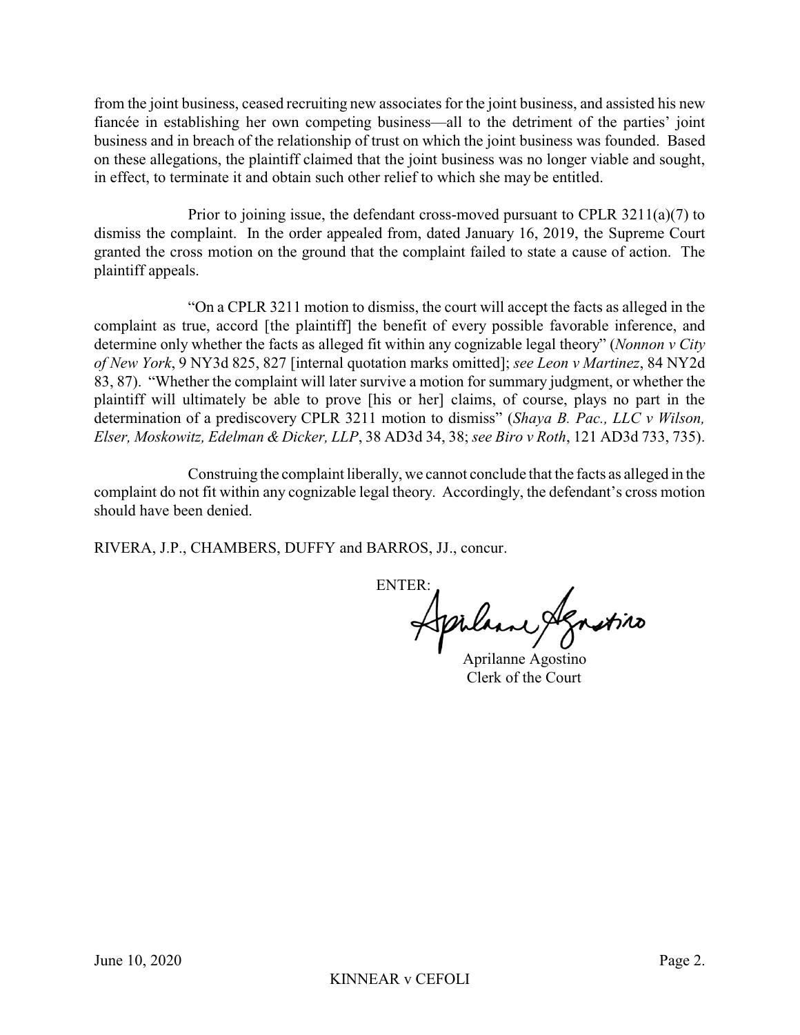from the joint business, ceased recruiting new associates for the joint business, and assisted his new fiancée in establishing her own competing business—all to the detriment of the parties' joint business and in breach of the relationship of trust on which the joint business was founded. Based on these allegations, the plaintiff claimed that the joint business was no longer viable and sought, in effect, to terminate it and obtain such other relief to which she may be entitled.

Prior to joining issue, the defendant cross-moved pursuant to CPLR 3211(a)(7) to dismiss the complaint. In the order appealed from, dated January 16, 2019, the Supreme Court granted the cross motion on the ground that the complaint failed to state a cause of action. The plaintiff appeals.

"On a CPLR 3211 motion to dismiss, the court will accept the facts as alleged in the complaint as true, accord [the plaintiff] the benefit of every possible favorable inference, and determine only whether the facts as alleged fit within any cognizable legal theory" (*Nonnon v City of New York*, 9 NY3d 825, 827 [internal quotation marks omitted]; *see Leon v Martinez*, 84 NY2d 83, 87). "Whether the complaint will later survive a motion for summary judgment, or whether the plaintiff will ultimately be able to prove [his or her] claims, of course, plays no part in the determination of a prediscovery CPLR 3211 motion to dismiss" (*Shaya B. Pac., LLC v Wilson, Elser, Moskowitz, Edelman & Dicker, LLP*, 38 AD3d 34, 38; *see Biro v Roth*, 121 AD3d 733, 735).

Construing the complaint liberally, we cannot conclude that the facts as alleged in the complaint do not fit within any cognizable legal theory. Accordingly, the defendant's cross motion should have been denied.

RIVERA, J.P., CHAMBERS, DUFFY and BARROS, JJ., concur.

ENTER:

Aprilanne Agostino
Clerk of the Court